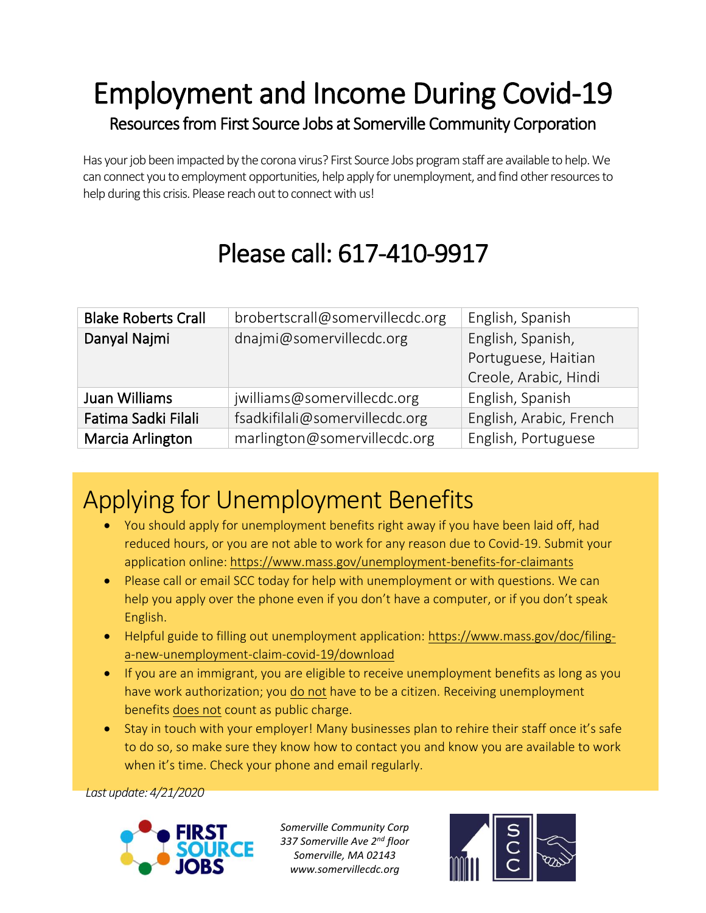# Employment and Income During Covid-19

## Resources from First Source Jobs at Somerville Community Corporation

Has your job been impacted by the corona virus? First Source Jobs program staff are available to help. We can connect you to employment opportunities, help apply for unemployment, and find other resources to help during this crisis. Please reach out to connect with us!

## Please call: 617-410-9917

| | | |
|---|---|---|
| Blake Roberts Crall | brobertscrall@somervillecdc.org | English, Spanish |
| Danyal Najmi | dnajmi@somervillecdc.org | English, Spanish, Portuguese, Haitian Creole, Arabic, Hindi |
| Juan Williams | jwilliams@somervillecdc.org | English, Spanish |
| Fatima Sadki Filali | fsadkifilali@somervillecdc.org | English, Arabic, French |
| Marcia Arlington | marlington@somervillecdc.org | English, Portuguese |

## Applying for Unemployment Benefits

- You should apply for unemployment benefits right away if you have been laid off, had reduced hours, or you are not able to work for any reason due to Covid-19. Submit your application online: https://www.mass.gov/unemployment-benefits-for-claimants
- Please call or email SCC today for help with unemployment or with questions. We can help you apply over the phone even if you don't have a computer, or if you don't speak English.
- Helpful guide to filling out unemployment application: https://www.mass.gov/doc/filing-a-new-unemployment-claim-covid-19/download
- If you are an immigrant, you are eligible to receive unemployment benefits as long as you have work authorization; you do not have to be a citizen. Receiving unemployment benefits does not count as public charge.
- Stay in touch with your employer! Many businesses plan to rehire their staff once it's safe to do so, so make sure they know how to contact you and know you are available to work when it's time. Check your phone and email regularly.

*Last update: 4/21/2020*

FIRST SOURCE JOBS

*Somerville Community Corp*
*337 Somerville Ave 2nd floor*
*Somerville, MA 02143*
*www.somervillecdc.org*

SCC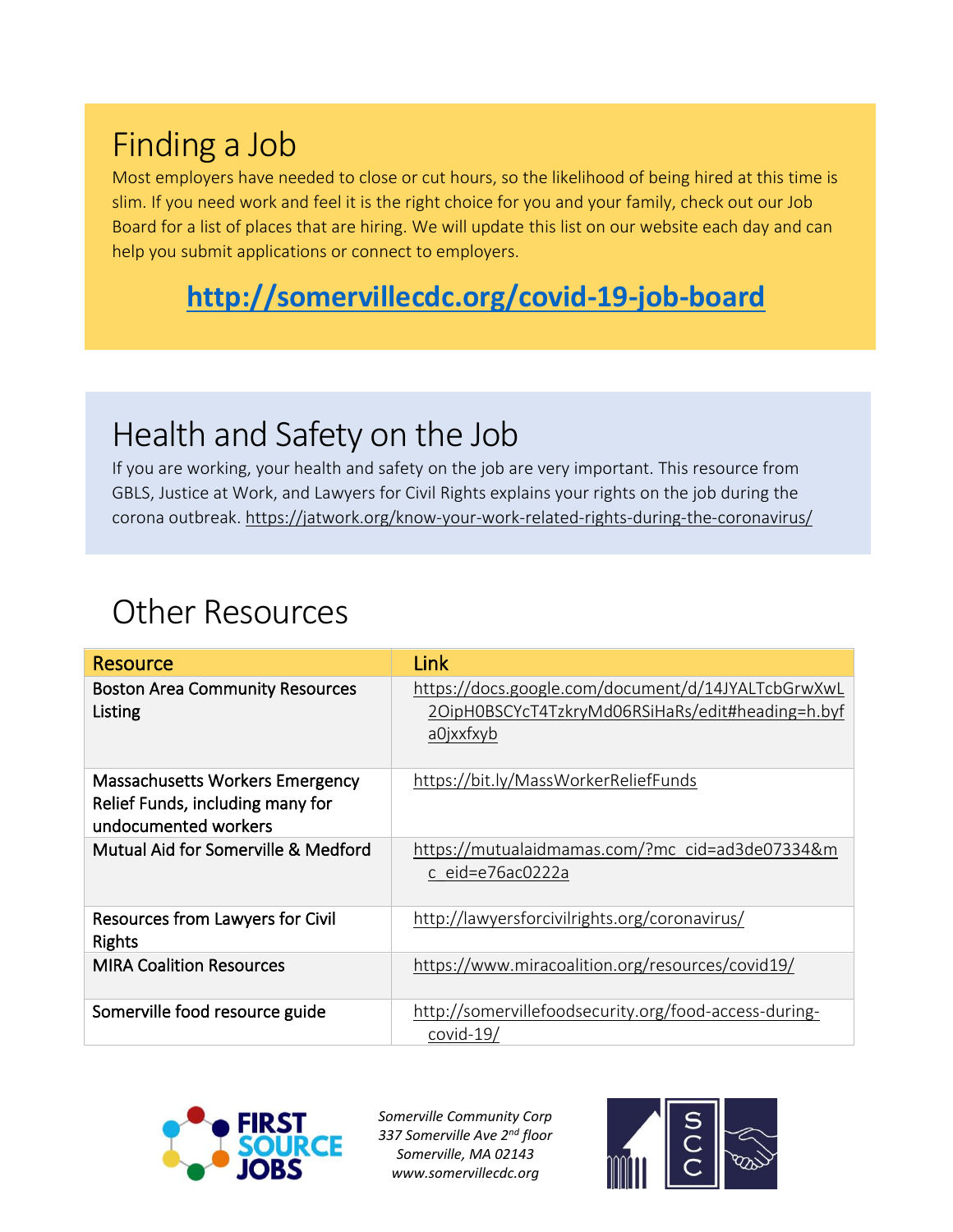## Finding a Job

Most employers have needed to close or cut hours, so the likelihood of being hired at this time is slim. If you need work and feel it is the right choice for you and your family, check out our Job Board for a list of places that are hiring. We will update this list on our website each day and can help you submit applications or connect to employers.

**http://somervillecdc.org/covid-19-job-board**

## Health and Safety on the Job

If you are working, your health and safety on the job are very important. This resource from GBLS, Justice at Work, and Lawyers for Civil Rights explains your rights on the job during the corona outbreak. https://jatwork.org/know-your-work-related-rights-during-the-coronavirus/

## Other Resources

| Resource | Link |
| --- | --- |
| Boston Area Community Resources Listing | https://docs.google.com/document/d/14JYALTcbGrwXwL2OipH0BSCYcT4TzkryMd06RSiHaRs/edit#heading=h.byfa0jxxfxyb |
| Massachusetts Workers Emergency Relief Funds, including many for undocumented workers | https://bit.ly/MassWorkerReliefFunds |
| Mutual Aid for Somerville & Medford | https://mutualaidmamas.com/?mc_cid=ad3de07334&mc_eid=e76ac0222a |
| Resources from Lawyers for Civil Rights | http://lawyersforcivilrights.org/coronavirus/ |
| MIRA Coalition Resources | https://www.miracoalition.org/resources/covid19/ |
| Somerville food resource guide | http://somervillefoodsecurity.org/food-access-during-covid-19/ |

FIRST SOURCE JOBS

*Somerville Community Corp*
*337 Somerville Ave 2nd floor*
*Somerville, MA 02143*
*www.somervillecdc.org*

SCC